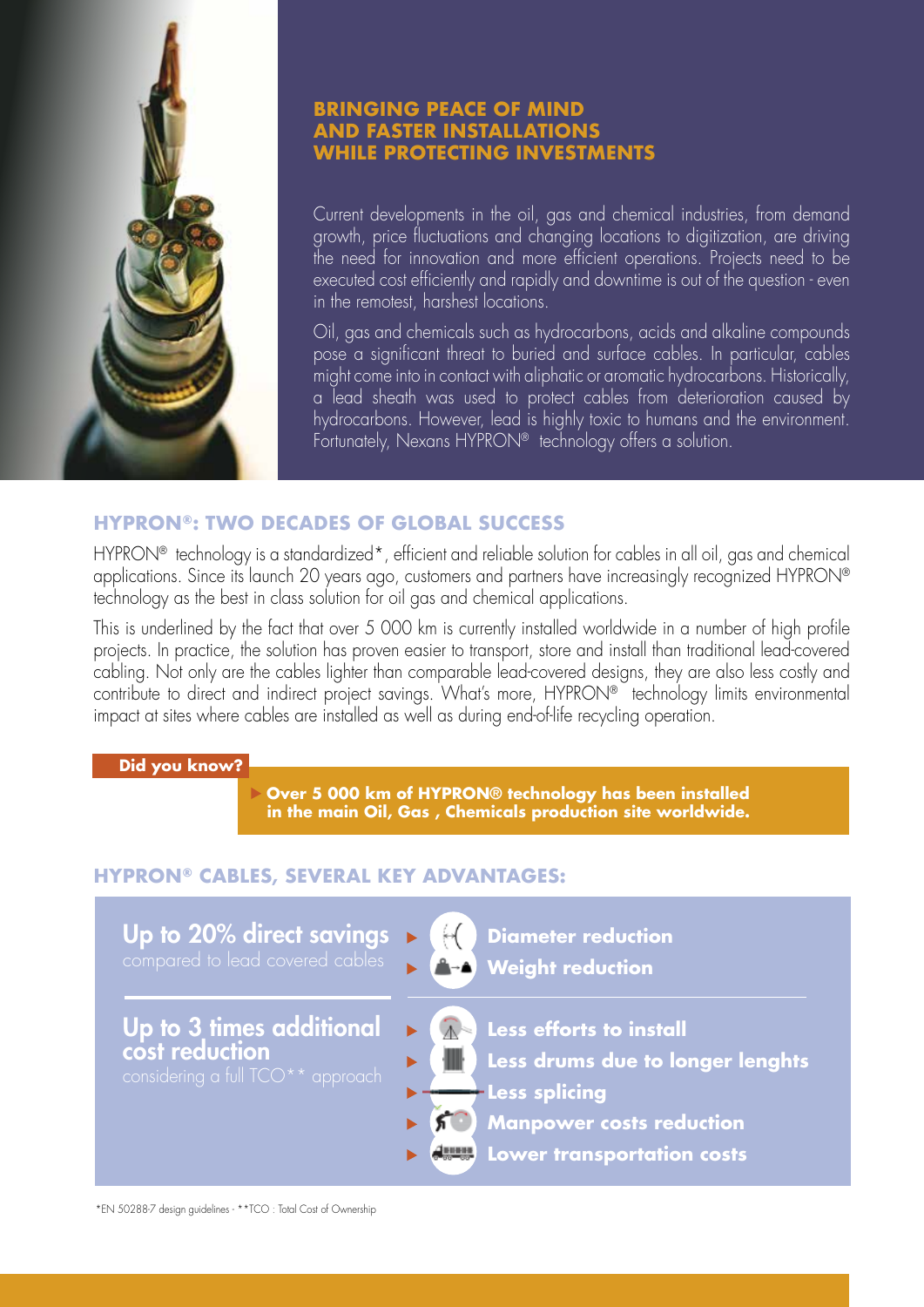## BRINGING PEACE OF MIND AND FASTER INSTALLATIONS WHILE PROTECTING INVESTMENTS

Current developments in the oil, gas and chemical industries, from demand growth, price fluctuations and changing locations to digitization, are driving the need for innovation and more efficient operations. Projects need to be executed cost efficiently and rapidly and downtime is out of the question - even in the remotest, harshest locations.

Oil, gas and chemicals such as hydrocarbons, acids and alkaline compounds pose a significant threat to buried and surface cables. In particular, cables might come into in contact with aliphatic or aromatic hydrocarbons. Historically, a lead sheath was used to protect cables from deterioration caused by hydrocarbons. However, lead is highly toxic to humans and the environment. Fortunately, Nexans HYPRON® technology offers a solution.

## HYPRON®: TWO DECADES OF GLOBAL SUCCESS

HYPRON® technology is a standardized*, efficient and reliable solution for cables in all oil, gas and chemical applications. Since its launch 20 years ago, customers and partners have increasingly recognized HYPRON® technology as the best in class solution for oil gas and chemical applications.

This is underlined by the fact that over 5 000 km is currently installed worldwide in a number of high profile projects. In practice, the solution has proven easier to transport, store and install than traditional lead-covered cabling. Not only are the cables lighter than comparable lead-covered designs, they are also less costly and contribute to direct and indirect project savings. What's more, HYPRON® technology limits environmental impact at sites where cables are installed as well as during end-of-life recycling operation.

**Did you know?**

- **Over 5 000 km of HYPRON® technology has been installed in the main Oil, Gas , Chemicals production site worldwide.**

## HYPRON® CABLES, SEVERAL KEY ADVANTAGES:

**Up to 20% direct savings**
compared to lead covered cables

- **Diameter reduction**
- **Weight reduction**

**Up to 3 times additional cost reduction**
considering a full TCO** approach

- **Less efforts to install**
- **Less drums due to longer lenghts**
- **Less splicing**
- **Manpower costs reduction**
- **Lower transportation costs**

*EN 50288-7 design guidelines - **TCO : Total Cost of Ownership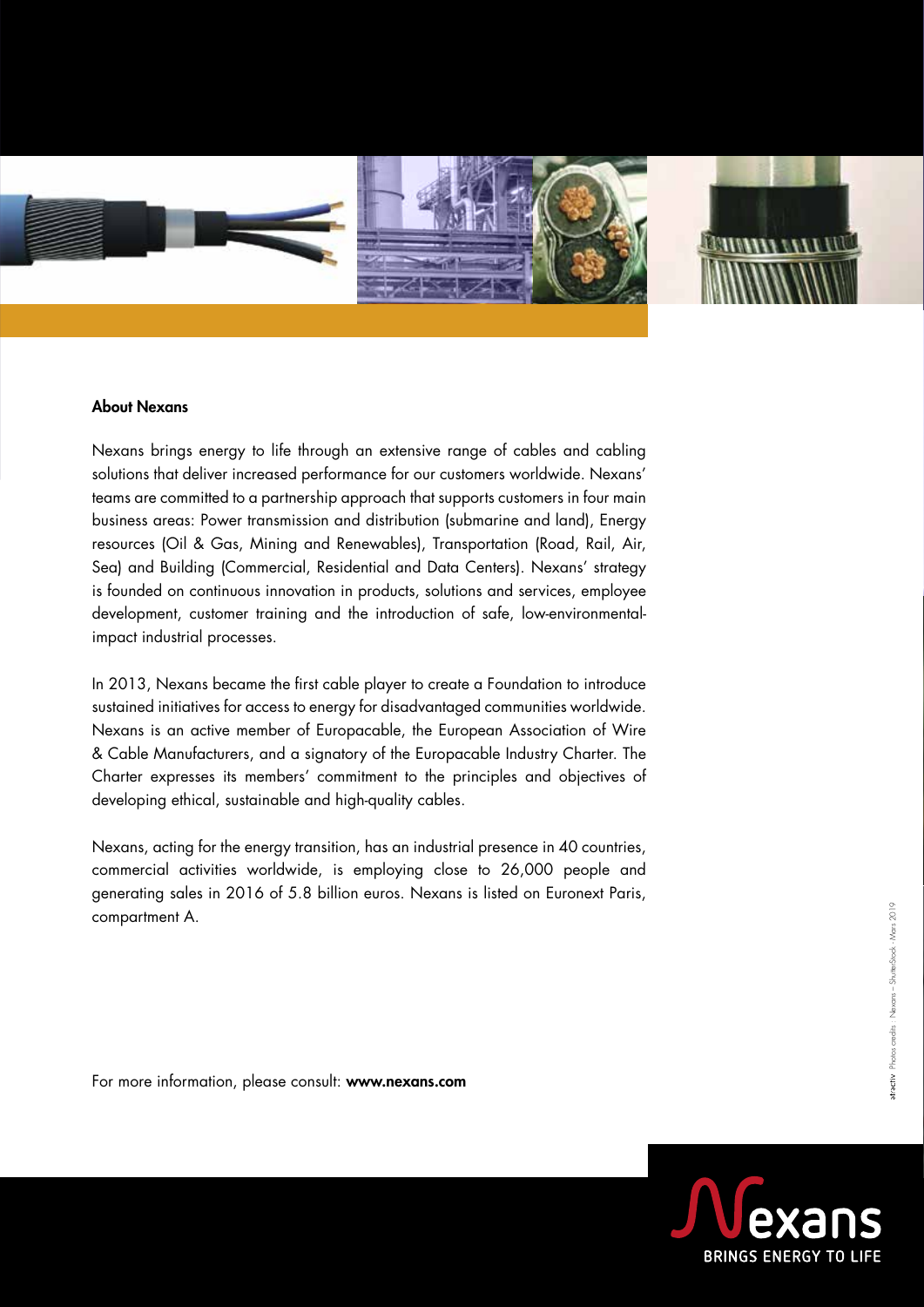## About Nexans

Nexans brings energy to life through an extensive range of cables and cabling solutions that deliver increased performance for our customers worldwide. Nexans' teams are committed to a partnership approach that supports customers in four main business areas: Power transmission and distribution (submarine and land), Energy resources (Oil & Gas, Mining and Renewables), Transportation (Road, Rail, Air, Sea) and Building (Commercial, Residential and Data Centers). Nexans' strategy is founded on continuous innovation in products, solutions and services, employee development, customer training and the introduction of safe, low-environmental-impact industrial processes.

In 2013, Nexans became the first cable player to create a Foundation to introduce sustained initiatives for access to energy for disadvantaged communities worldwide. Nexans is an active member of Europacable, the European Association of Wire & Cable Manufacturers, and a signatory of the Europacable Industry Charter. The Charter expresses its members' commitment to the principles and objectives of developing ethical, sustainable and high-quality cables.

Nexans, acting for the energy transition, has an industrial presence in 40 countries, commercial activities worldwide, is employing close to 26,000 people and generating sales in 2016 of 5.8 billion euros. Nexans is listed on Euronext Paris, compartment A.

For more information, please consult: **www.nexans.com**

Nexans BRINGS ENERGY TO LIFE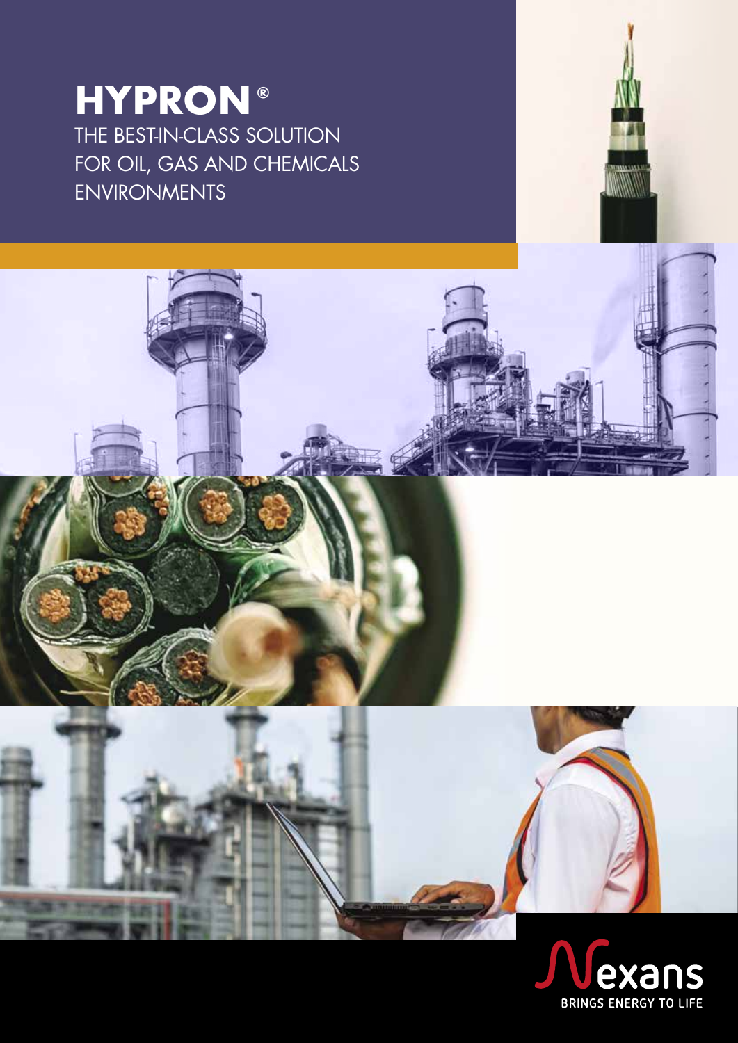# HYPRON®

THE BEST-IN-CLASS SOLUTION FOR OIL, GAS AND CHEMICALS ENVIRONMENTS

Nexans

BRINGS ENERGY TO LIFE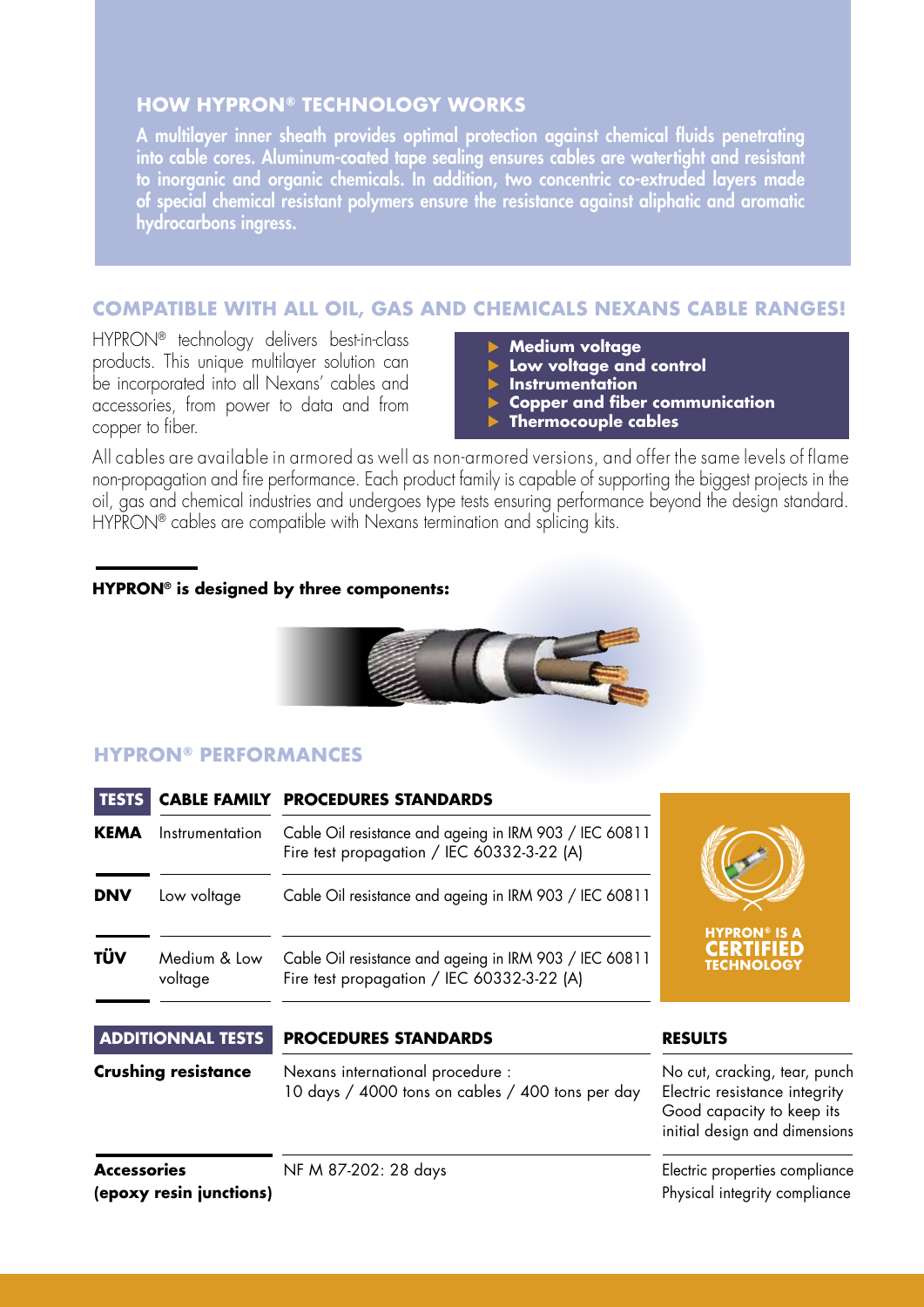## HOW HYPRON® TECHNOLOGY WORKS

A multilayer inner sheath provides optimal protection against chemical fluids penetrating into cable cores. Aluminum-coated tape sealing ensures cables are watertight and resistant to inorganic and organic chemicals. In addition, two concentric co-extruded layers made of special chemical resistant polymers ensure the resistance against aliphatic and aromatic hydrocarbons ingress.

## COMPATIBLE WITH ALL OIL, GAS AND CHEMICALS NEXANS CABLE RANGES!

HYPRON® technology delivers best-in-class products. This unique multilayer solution can be incorporated into all Nexans' cables and accessories, from power to data and from copper to fiber.

- **Medium voltage**
- **Low voltage and control**
- **Instrumentation**
- **Copper and fiber communication**
- **Thermocouple cables**

All cables are available in armored as well as non-armored versions, and offer the same levels of flame non-propagation and fire performance. Each product family is capable of supporting the biggest projects in the oil, gas and chemical industries and undergoes type tests ensuring performance beyond the design standard. HYPRON® cables are compatible with Nexans termination and splicing kits.

**HYPRON® is designed by three components:**

## HYPRON® PERFORMANCES

| TESTS | CABLE FAMILY | PROCEDURES STANDARDS |
|---|---|---|
| **KEMA** | Instrumentation | Cable Oil resistance and ageing in IRM 903 / IEC 60811<br>Fire test propagation / IEC 60332-3-22 (A) |
| **DNV** | Low voltage | Cable Oil resistance and ageing in IRM 903 / IEC 60811 |
| **TÜV** | Medium & Low voltage | Cable Oil resistance and ageing in IRM 903 / IEC 60811<br>Fire test propagation / IEC 60332-3-22 (A) |

HYPRON® IS A CERTIFIED TECHNOLOGY

| ADDITIONNAL TESTS | PROCEDURES STANDARDS | RESULTS |
|---|---|---|
| **Crushing resistance** | Nexans international procedure :<br>10 days / 4000 tons on cables / 400 tons per day | No cut, cracking, tear, punch<br>Electric resistance integrity<br>Good capacity to keep its initial design and dimensions |
| **Accessories (epoxy resin junctions)** | NF M 87-202: 28 days | Electric properties compliance<br>Physical integrity compliance |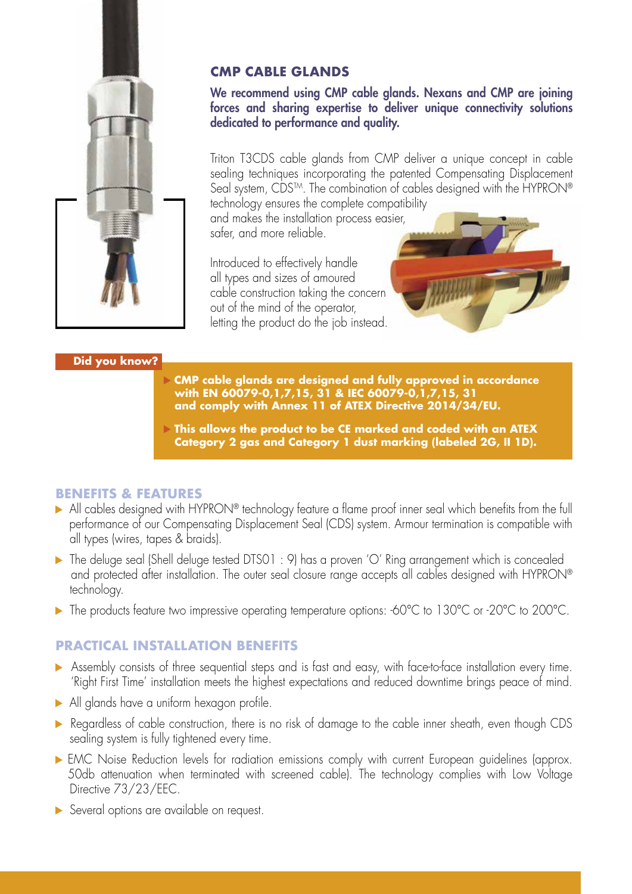## CMP CABLE GLANDS

**We recommend using CMP cable glands. Nexans and CMP are joining forces and sharing expertise to deliver unique connectivity solutions dedicated to performance and quality.**

Triton T3CDS cable glands from CMP deliver a unique concept in cable sealing techniques incorporating the patented Compensating Displacement Seal system, CDS™. The combination of cables designed with the HYPRON® technology ensures the complete compatibility and makes the installation process easier, safer, and more reliable.

Introduced to effectively handle all types and sizes of amoured cable construction taking the concern out of the mind of the operator, letting the product do the job instead.

**Did you know?**

- **CMP cable glands are designed and fully approved in accordance with EN 60079-0,1,7,15, 31 & IEC 60079-0,1,7,15, 31 and comply with Annex 11 of ATEX Directive 2014/34/EU.**
- **This allows the product to be CE marked and coded with an ATEX Category 2 gas and Category 1 dust marking (labeled 2G, II 1D).**

### BENEFITS & FEATURES

- All cables designed with HYPRON® technology feature a flame proof inner seal which benefits from the full performance of our Compensating Displacement Seal (CDS) system. Armour termination is compatible with all types (wires, tapes & braids).
- The deluge seal (Shell deluge tested DTS01 : 9) has a proven 'O' Ring arrangement which is concealed and protected after installation. The outer seal closure range accepts all cables designed with HYPRON® technology.
- The products feature two impressive operating temperature options: -60°C to 130°C or -20°C to 200°C.

### PRACTICAL INSTALLATION BENEFITS

- Assembly consists of three sequential steps and is fast and easy, with face-to-face installation every time. 'Right First Time' installation meets the highest expectations and reduced downtime brings peace of mind.
- All glands have a uniform hexagon profile.
- Regardless of cable construction, there is no risk of damage to the cable inner sheath, even though CDS sealing system is fully tightened every time.
- EMC Noise Reduction levels for radiation emissions comply with current European guidelines (approx. 50db attenuation when terminated with screened cable). The technology complies with Low Voltage Directive 73/23/EEC.
- Several options are available on request.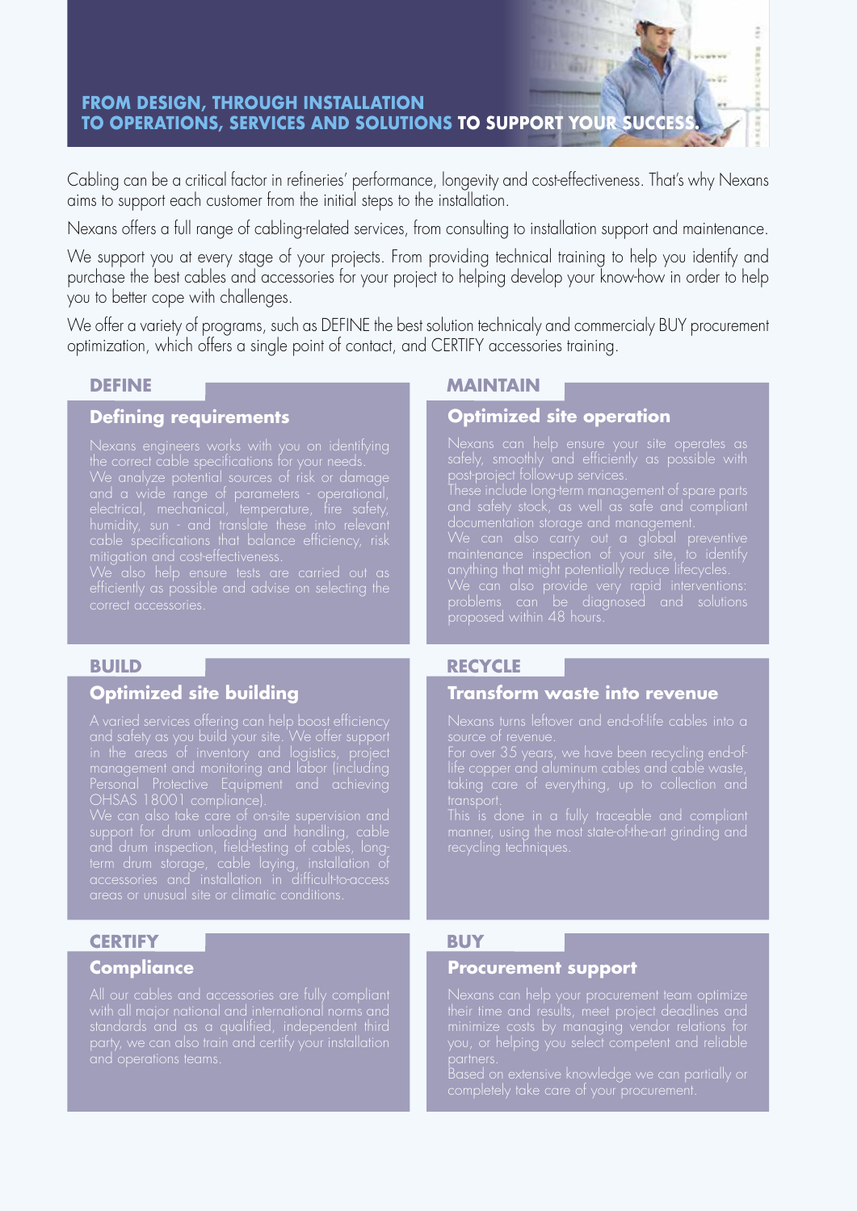## FROM DESIGN, THROUGH INSTALLATION TO OPERATIONS, SERVICES AND SOLUTIONS TO SUPPORT YOUR SUCCESS.

Cabling can be a critical factor in refineries' performance, longevity and cost-effectiveness. That's why Nexans aims to support each customer from the initial steps to the installation.

Nexans offers a full range of cabling-related services, from consulting to installation support and maintenance.

We support you at every stage of your projects. From providing technical training to help you identify and purchase the best cables and accessories for your project to helping develop your know-how in order to help you to better cope with challenges.

We offer a variety of programs, such as DEFINE the best solution technicaly and commercialy BUY procurement optimization, which offers a single point of contact, and CERTIFY accessories training.

### DEFINE

#### Defining requirements

Nexans engineers works with you on identifying the correct cable specifications for your needs.
We analyze potential sources of risk or damage and a wide range of parameters - operational, electrical, mechanical, temperature, fire safety, humidity, sun - and translate these into relevant cable specifications that balance efficiency, risk mitigation and cost-effectiveness.
We also help ensure tests are carried out as efficiently as possible and advise on selecting the correct accessories.

### BUILD

#### Optimized site building

A varied services offering can help boost efficiency and safety as you build your site. We offer support in the areas of inventory and logistics, project management and monitoring and labor (including Personal Protective Equipment and achieving OHSAS 18001 compliance).
We can also take care of on-site supervision and support for drum unloading and handling, cable and drum inspection, field-testing of cables, long-term drum storage, cable laying, installation of accessories and installation in difficult-to-access areas or unusual site or climatic conditions.

### CERTIFY

#### Compliance

All our cables and accessories are fully compliant with all major national and international norms and standards and as a qualified, independent third party, we can also train and certify your installation and operations teams.

### MAINTAIN

#### Optimized site operation

Nexans can help ensure your site operates as safely, smoothly and efficiently as possible with post-project follow-up services.
These include long-term management of spare parts and safety stock, as well as safe and compliant documentation storage and management.
We can also carry out a global preventive maintenance inspection of your site, to identify anything that might potentially reduce lifecycles.
We can also provide very rapid interventions: problems can be diagnosed and solutions proposed within 48 hours.

### RECYCLE

#### Transform waste into revenue

Nexans turns leftover and end-of-life cables into a source of revenue.
For over 35 years, we have been recycling end-of-life copper and aluminum cables and cable waste, taking care of everything, up to collection and transport.
This is done in a fully traceable and compliant manner, using the most state-of-the-art grinding and recycling techniques.

### BUY

#### Procurement support

Nexans can help your procurement team optimize their time and results, meet project deadlines and minimize costs by managing vendor relations for you, or helping you select competent and reliable partners.
Based on extensive knowledge we can partially or completely take care of your procurement.